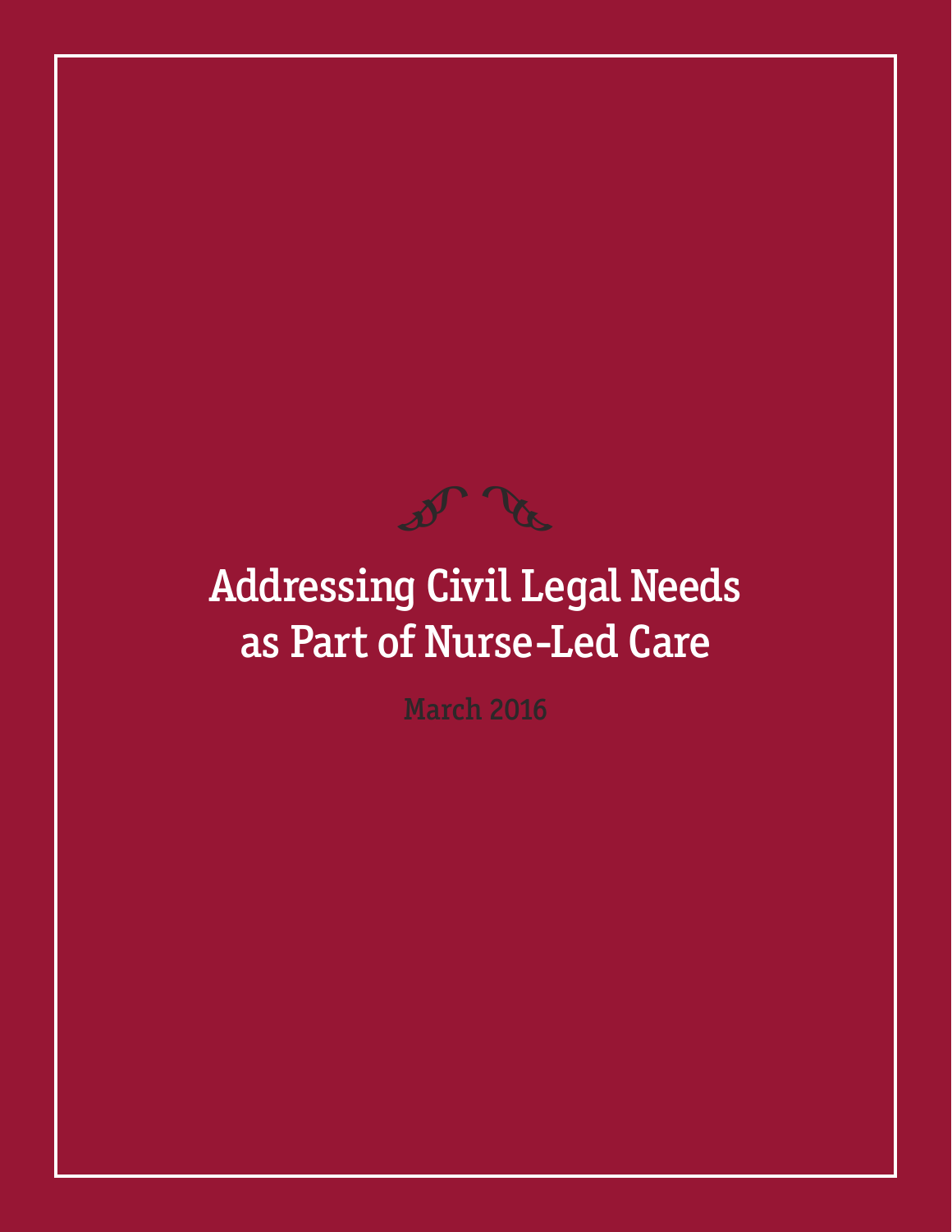# Addressing Civil Legal Needs as Part of Nurse-Led Care

March 2016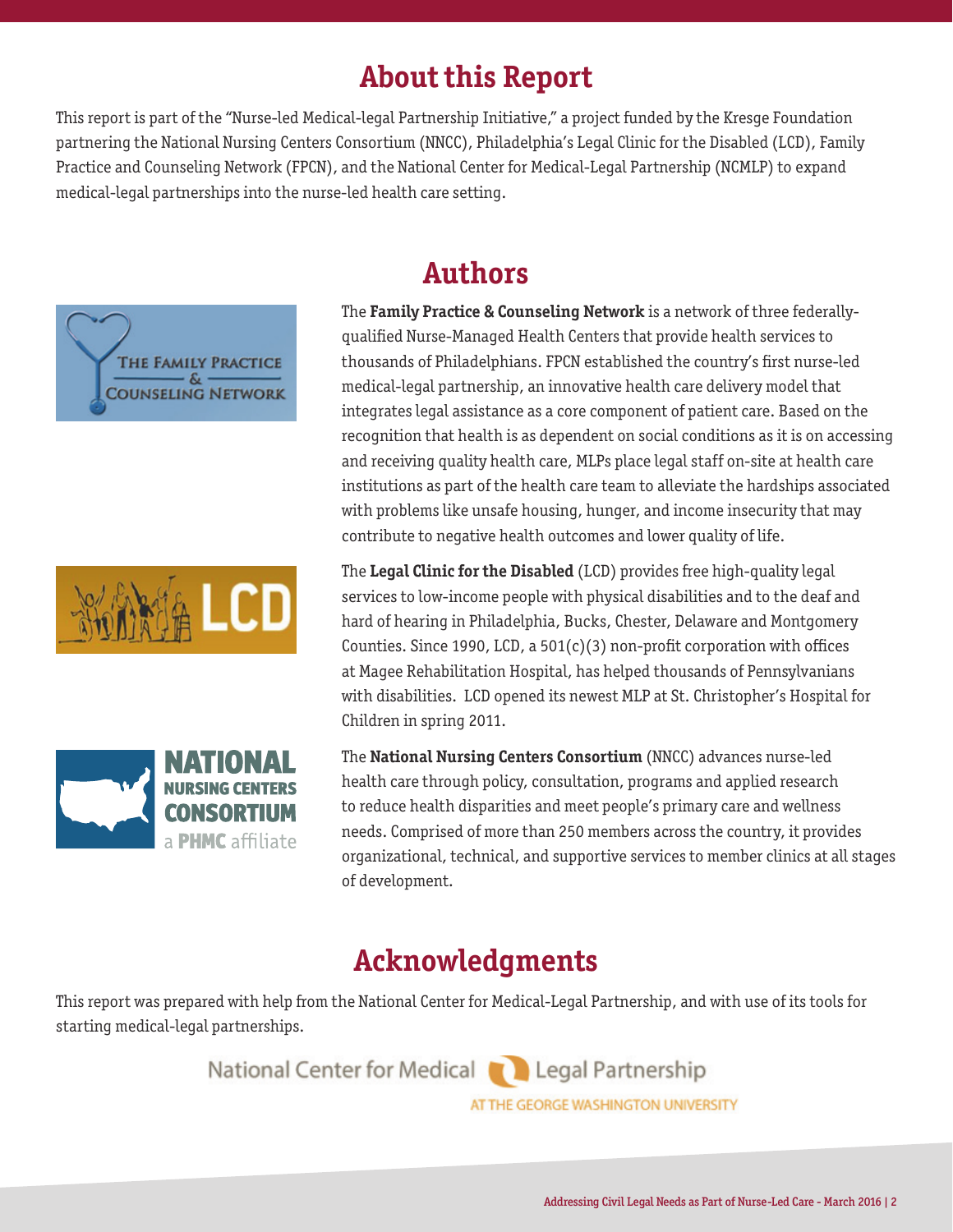# About this Report

This report is part of the "Nurse-led Medical-legal Partnership Initiative," a project funded by the Kresge Foundation partnering the National Nursing Centers Consortium (NNCC), Philadelphia's Legal Clinic for the Disabled (LCD), Family Practice and Counseling Network (FPCN), and the National Center for Medical-Legal Partnership (NCMLP) to expand medical-legal partnerships into the nurse-led health care setting.

# Authors

The **Family Practice & Counseling Network** is a network of three federally-qualified Nurse-Managed Health Centers that provide health services to thousands of Philadelphians. FPCN established the country's first nurse-led medical-legal partnership, an innovative health care delivery model that integrates legal assistance as a core component of patient care. Based on the recognition that health is as dependent on social conditions as it is on accessing and receiving quality health care, MLPs place legal staff on-site at health care institutions as part of the health care team to alleviate the hardships associated with problems like unsafe housing, hunger, and income insecurity that may contribute to negative health outcomes and lower quality of life.

The **Legal Clinic for the Disabled** (LCD) provides free high-quality legal services to low-income people with physical disabilities and to the deaf and hard of hearing in Philadelphia, Bucks, Chester, Delaware and Montgomery Counties. Since 1990, LCD, a 501(c)(3) non-profit corporation with offices at Magee Rehabilitation Hospital, has helped thousands of Pennsylvanians with disabilities. LCD opened its newest MLP at St. Christopher's Hospital for Children in spring 2011.

The **National Nursing Centers Consortium** (NNCC) advances nurse-led health care through policy, consultation, programs and applied research to reduce health disparities and meet people's primary care and wellness needs. Comprised of more than 250 members across the country, it provides organizational, technical, and supportive services to member clinics at all stages of development.

# Acknowledgments

This report was prepared with help from the National Center for Medical-Legal Partnership, and with use of its tools for starting medical-legal partnerships.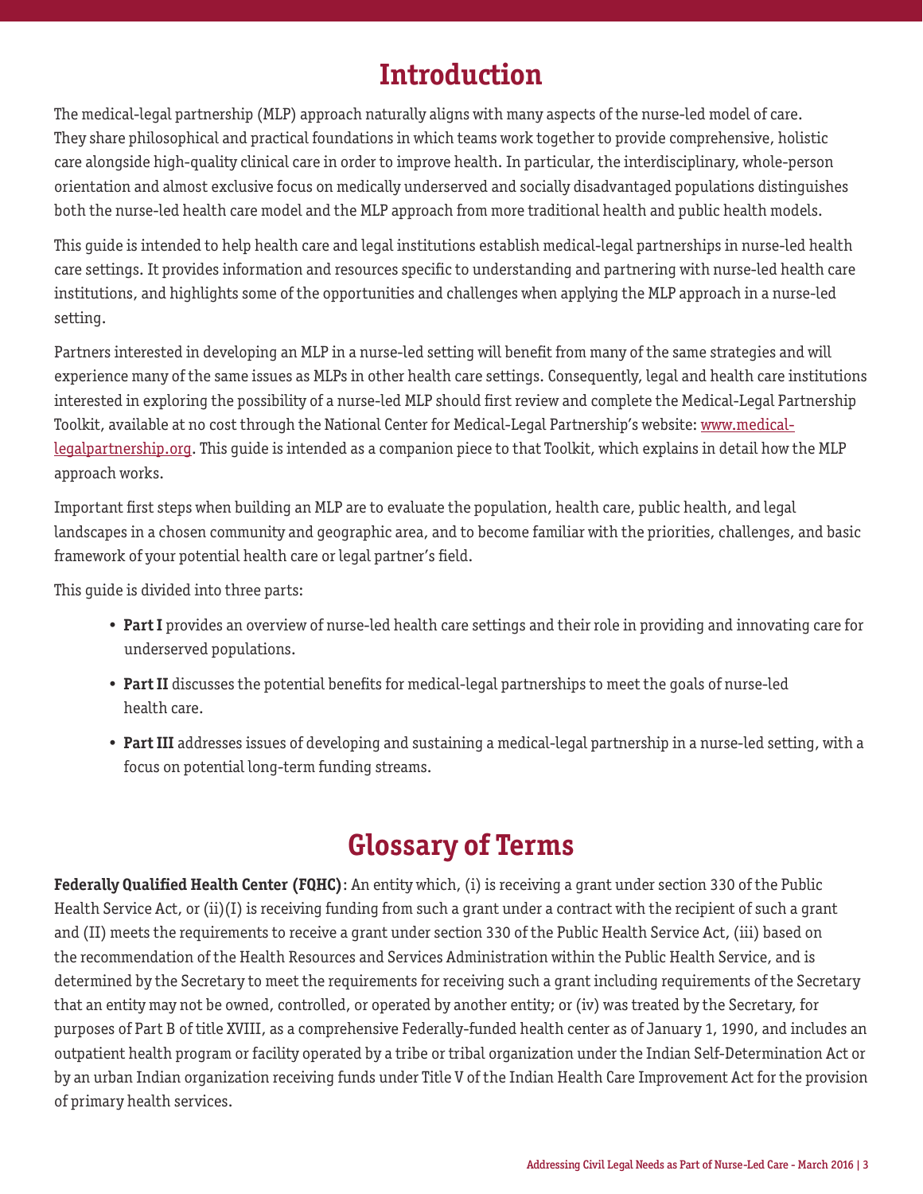# Introduction

The medical-legal partnership (MLP) approach naturally aligns with many aspects of the nurse-led model of care. They share philosophical and practical foundations in which teams work together to provide comprehensive, holistic care alongside high-quality clinical care in order to improve health. In particular, the interdisciplinary, whole-person orientation and almost exclusive focus on medically underserved and socially disadvantaged populations distinguishes both the nurse-led health care model and the MLP approach from more traditional health and public health models.

This guide is intended to help health care and legal institutions establish medical-legal partnerships in nurse-led health care settings. It provides information and resources specific to understanding and partnering with nurse-led health care institutions, and highlights some of the opportunities and challenges when applying the MLP approach in a nurse-led setting.

Partners interested in developing an MLP in a nurse-led setting will benefit from many of the same strategies and will experience many of the same issues as MLPs in other health care settings. Consequently, legal and health care institutions interested in exploring the possibility of a nurse-led MLP should first review and complete the Medical-Legal Partnership Toolkit, available at no cost through the National Center for Medical-Legal Partnership's website: www.medical-legalpartnership.org. This guide is intended as a companion piece to that Toolkit, which explains in detail how the MLP approach works.

Important first steps when building an MLP are to evaluate the population, health care, public health, and legal landscapes in a chosen community and geographic area, and to become familiar with the priorities, challenges, and basic framework of your potential health care or legal partner's field.

This guide is divided into three parts:

- **Part I** provides an overview of nurse-led health care settings and their role in providing and innovating care for underserved populations.
- **Part II** discusses the potential benefits for medical-legal partnerships to meet the goals of nurse-led health care.
- **Part III** addresses issues of developing and sustaining a medical-legal partnership in a nurse-led setting, with a focus on potential long-term funding streams.

# Glossary of Terms

**Federally Qualified Health Center (FQHC)**: An entity which, (i) is receiving a grant under section 330 of the Public Health Service Act, or (ii)(I) is receiving funding from such a grant under a contract with the recipient of such a grant and (II) meets the requirements to receive a grant under section 330 of the Public Health Service Act, (iii) based on the recommendation of the Health Resources and Services Administration within the Public Health Service, and is determined by the Secretary to meet the requirements for receiving such a grant including requirements of the Secretary that an entity may not be owned, controlled, or operated by another entity; or (iv) was treated by the Secretary, for purposes of Part B of title XVIII, as a comprehensive Federally-funded health center as of January 1, 1990, and includes an outpatient health program or facility operated by a tribe or tribal organization under the Indian Self-Determination Act or by an urban Indian organization receiving funds under Title V of the Indian Health Care Improvement Act for the provision of primary health services.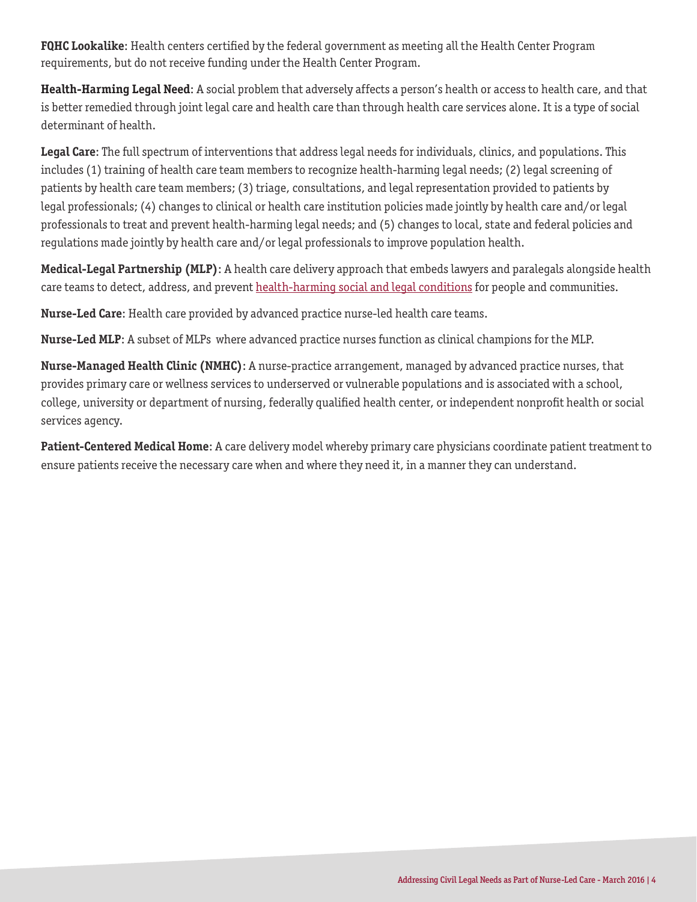**FQHC Lookalike**: Health centers certified by the federal government as meeting all the Health Center Program requirements, but do not receive funding under the Health Center Program.

**Health-Harming Legal Need**: A social problem that adversely affects a person's health or access to health care, and that is better remedied through joint legal care and health care than through health care services alone. It is a type of social determinant of health.

**Legal Care**: The full spectrum of interventions that address legal needs for individuals, clinics, and populations. This includes (1) training of health care team members to recognize health-harming legal needs; (2) legal screening of patients by health care team members; (3) triage, consultations, and legal representation provided to patients by legal professionals; (4) changes to clinical or health care institution policies made jointly by health care and/or legal professionals to treat and prevent health-harming legal needs; and (5) changes to local, state and federal policies and regulations made jointly by health care and/or legal professionals to improve population health.

**Medical-Legal Partnership (MLP)**: A health care delivery approach that embeds lawyers and paralegals alongside health care teams to detect, address, and prevent health-harming social and legal conditions for people and communities.

**Nurse-Led Care**: Health care provided by advanced practice nurse-led health care teams.

**Nurse-Led MLP**: A subset of MLPs where advanced practice nurses function as clinical champions for the MLP.

**Nurse-Managed Health Clinic (NMHC)**: A nurse-practice arrangement, managed by advanced practice nurses, that provides primary care or wellness services to underserved or vulnerable populations and is associated with a school, college, university or department of nursing, federally qualified health center, or independent nonprofit health or social services agency.

**Patient-Centered Medical Home**: A care delivery model whereby primary care physicians coordinate patient treatment to ensure patients receive the necessary care when and where they need it, in a manner they can understand.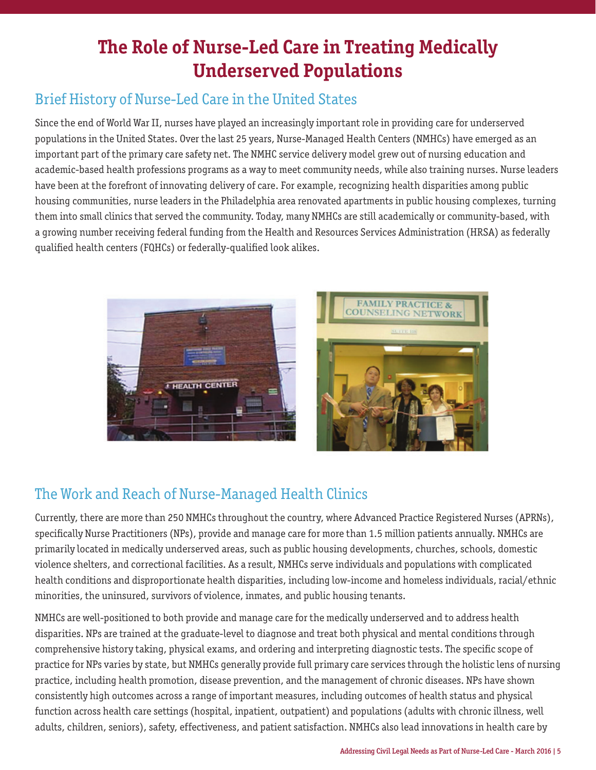# The Role of Nurse-Led Care in Treating Medically Underserved Populations

## Brief History of Nurse-Led Care in the United States

Since the end of World War II, nurses have played an increasingly important role in providing care for underserved populations in the United States. Over the last 25 years, Nurse-Managed Health Centers (NMHCs) have emerged as an important part of the primary care safety net. The NMHC service delivery model grew out of nursing education and academic-based health professions programs as a way to meet community needs, while also training nurses. Nurse leaders have been at the forefront of innovating delivery of care. For example, recognizing health disparities among public housing communities, nurse leaders in the Philadelphia area renovated apartments in public housing complexes, turning them into small clinics that served the community. Today, many NMHCs are still academically or community-based, with a growing number receiving federal funding from the Health and Resources Services Administration (HRSA) as federally qualified health centers (FQHCs) or federally-qualified look alikes.

## The Work and Reach of Nurse-Managed Health Clinics

Currently, there are more than 250 NMHCs throughout the country, where Advanced Practice Registered Nurses (APRNs), specifically Nurse Practitioners (NPs), provide and manage care for more than 1.5 million patients annually. NMHCs are primarily located in medically underserved areas, such as public housing developments, churches, schools, domestic violence shelters, and correctional facilities. As a result, NMHCs serve individuals and populations with complicated health conditions and disproportionate health disparities, including low-income and homeless individuals, racial/ethnic minorities, the uninsured, survivors of violence, inmates, and public housing tenants.

NMHCs are well-positioned to both provide and manage care for the medically underserved and to address health disparities. NPs are trained at the graduate-level to diagnose and treat both physical and mental conditions through comprehensive history taking, physical exams, and ordering and interpreting diagnostic tests. The specific scope of practice for NPs varies by state, but NMHCs generally provide full primary care services through the holistic lens of nursing practice, including health promotion, disease prevention, and the management of chronic diseases. NPs have shown consistently high outcomes across a range of important measures, including outcomes of health status and physical function across health care settings (hospital, inpatient, outpatient) and populations (adults with chronic illness, well adults, children, seniors), safety, effectiveness, and patient satisfaction. NMHCs also lead innovations in health care by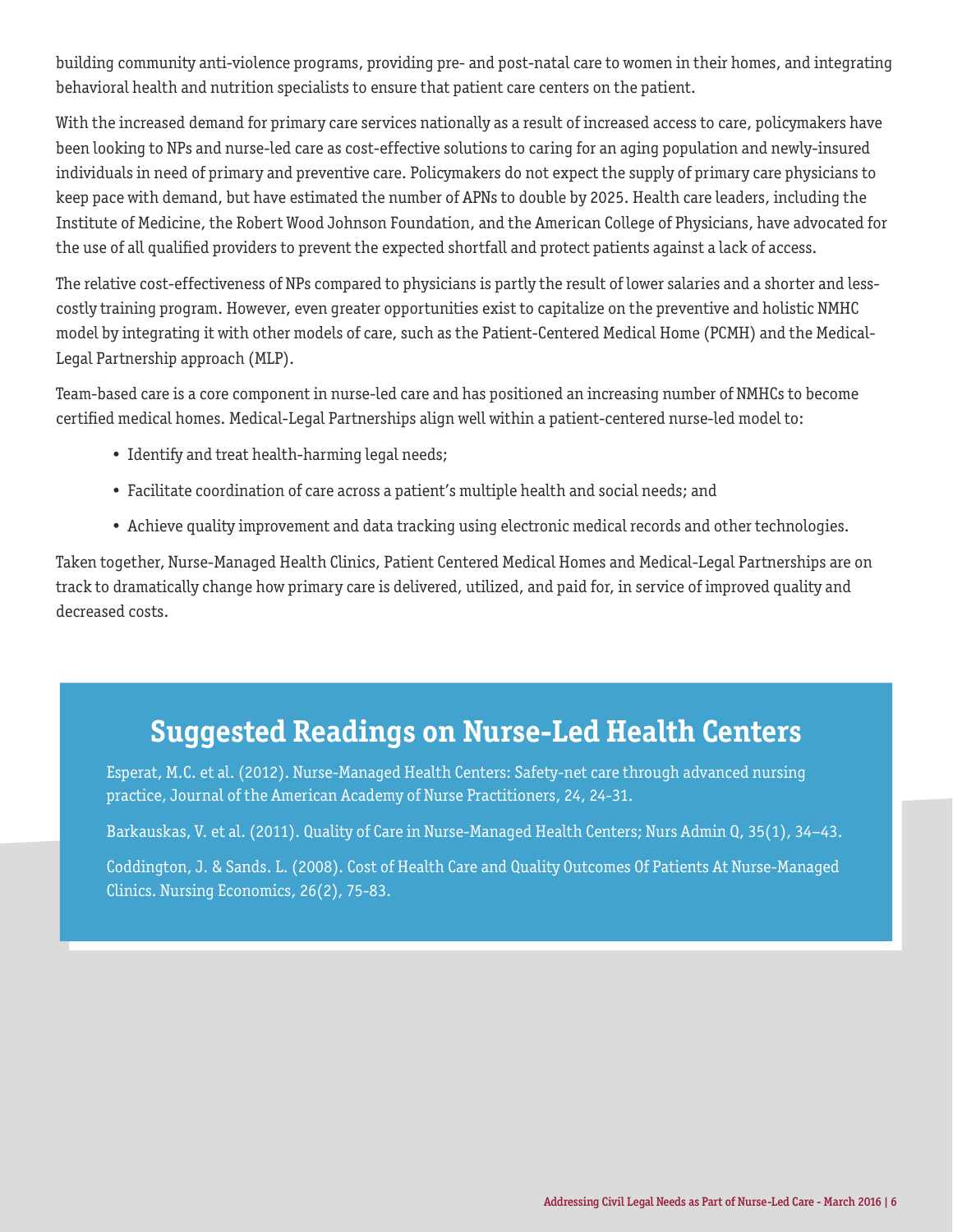building community anti-violence programs, providing pre- and post-natal care to women in their homes, and integrating behavioral health and nutrition specialists to ensure that patient care centers on the patient.

With the increased demand for primary care services nationally as a result of increased access to care, policymakers have been looking to NPs and nurse-led care as cost-effective solutions to caring for an aging population and newly-insured individuals in need of primary and preventive care. Policymakers do not expect the supply of primary care physicians to keep pace with demand, but have estimated the number of APNs to double by 2025. Health care leaders, including the Institute of Medicine, the Robert Wood Johnson Foundation, and the American College of Physicians, have advocated for the use of all qualified providers to prevent the expected shortfall and protect patients against a lack of access.

The relative cost-effectiveness of NPs compared to physicians is partly the result of lower salaries and a shorter and less-costly training program. However, even greater opportunities exist to capitalize on the preventive and holistic NMHC model by integrating it with other models of care, such as the Patient-Centered Medical Home (PCMH) and the Medical-Legal Partnership approach (MLP).

Team-based care is a core component in nurse-led care and has positioned an increasing number of NMHCs to become certified medical homes. Medical-Legal Partnerships align well within a patient-centered nurse-led model to:

- Identify and treat health-harming legal needs;
- Facilitate coordination of care across a patient's multiple health and social needs; and
- Achieve quality improvement and data tracking using electronic medical records and other technologies.

Taken together, Nurse-Managed Health Clinics, Patient Centered Medical Homes and Medical-Legal Partnerships are on track to dramatically change how primary care is delivered, utilized, and paid for, in service of improved quality and decreased costs.

## Suggested Readings on Nurse-Led Health Centers

Esperat, M.C. et al. (2012). Nurse-Managed Health Centers: Safety-net care through advanced nursing practice, Journal of the American Academy of Nurse Practitioners, 24, 24-31.

Barkauskas, V. et al. (2011). Quality of Care in Nurse-Managed Health Centers; Nurs Admin Q, 35(1), 34–43.

Coddington, J. & Sands. L. (2008). Cost of Health Care and Quality Outcomes Of Patients At Nurse-Managed Clinics. Nursing Economics, 26(2), 75-83.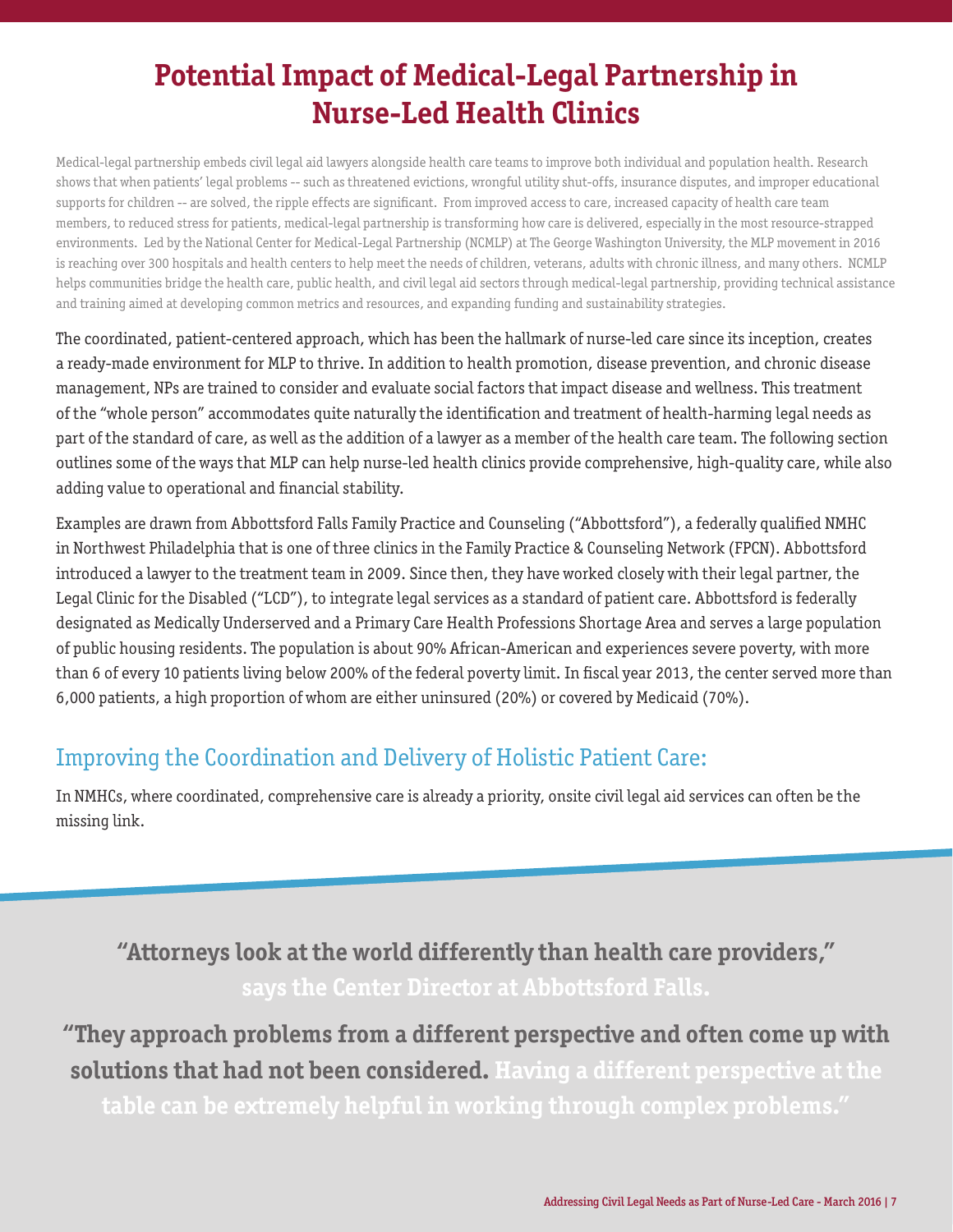# Potential Impact of Medical-Legal Partnership in Nurse-Led Health Clinics

Medical-legal partnership embeds civil legal aid lawyers alongside health care teams to improve both individual and population health. Research shows that when patients' legal problems -- such as threatened evictions, wrongful utility shut-offs, insurance disputes, and improper educational supports for children -- are solved, the ripple effects are significant. From improved access to care, increased capacity of health care team members, to reduced stress for patients, medical-legal partnership is transforming how care is delivered, especially in the most resource-strapped environments. Led by the National Center for Medical-Legal Partnership (NCMLP) at The George Washington University, the MLP movement in 2016 is reaching over 300 hospitals and health centers to help meet the needs of children, veterans, adults with chronic illness, and many others. NCMLP helps communities bridge the health care, public health, and civil legal aid sectors through medical-legal partnership, providing technical assistance and training aimed at developing common metrics and resources, and expanding funding and sustainability strategies.

The coordinated, patient-centered approach, which has been the hallmark of nurse-led care since its inception, creates a ready-made environment for MLP to thrive. In addition to health promotion, disease prevention, and chronic disease management, NPs are trained to consider and evaluate social factors that impact disease and wellness. This treatment of the "whole person" accommodates quite naturally the identification and treatment of health-harming legal needs as part of the standard of care, as well as the addition of a lawyer as a member of the health care team. The following section outlines some of the ways that MLP can help nurse-led health clinics provide comprehensive, high-quality care, while also adding value to operational and financial stability.

Examples are drawn from Abbottsford Falls Family Practice and Counseling ("Abbottsford"), a federally qualified NMHC in Northwest Philadelphia that is one of three clinics in the Family Practice & Counseling Network (FPCN). Abbottsford introduced a lawyer to the treatment team in 2009. Since then, they have worked closely with their legal partner, the Legal Clinic for the Disabled ("LCD"), to integrate legal services as a standard of patient care. Abbottsford is federally designated as Medically Underserved and a Primary Care Health Professions Shortage Area and serves a large population of public housing residents. The population is about 90% African-American and experiences severe poverty, with more than 6 of every 10 patients living below 200% of the federal poverty limit. In fiscal year 2013, the center served more than 6,000 patients, a high proportion of whom are either uninsured (20%) or covered by Medicaid (70%).

## Improving the Coordination and Delivery of Holistic Patient Care:

In NMHCs, where coordinated, comprehensive care is already a priority, onsite civil legal aid services can often be the missing link.

> **"Attorneys look at the world differently than health care providers," says the Center Director at Abbottsford Falls.**
>
> **"They approach problems from a different perspective and often come up with solutions that had not been considered. Having a different perspective at the table can be extremely helpful in working through complex problems."**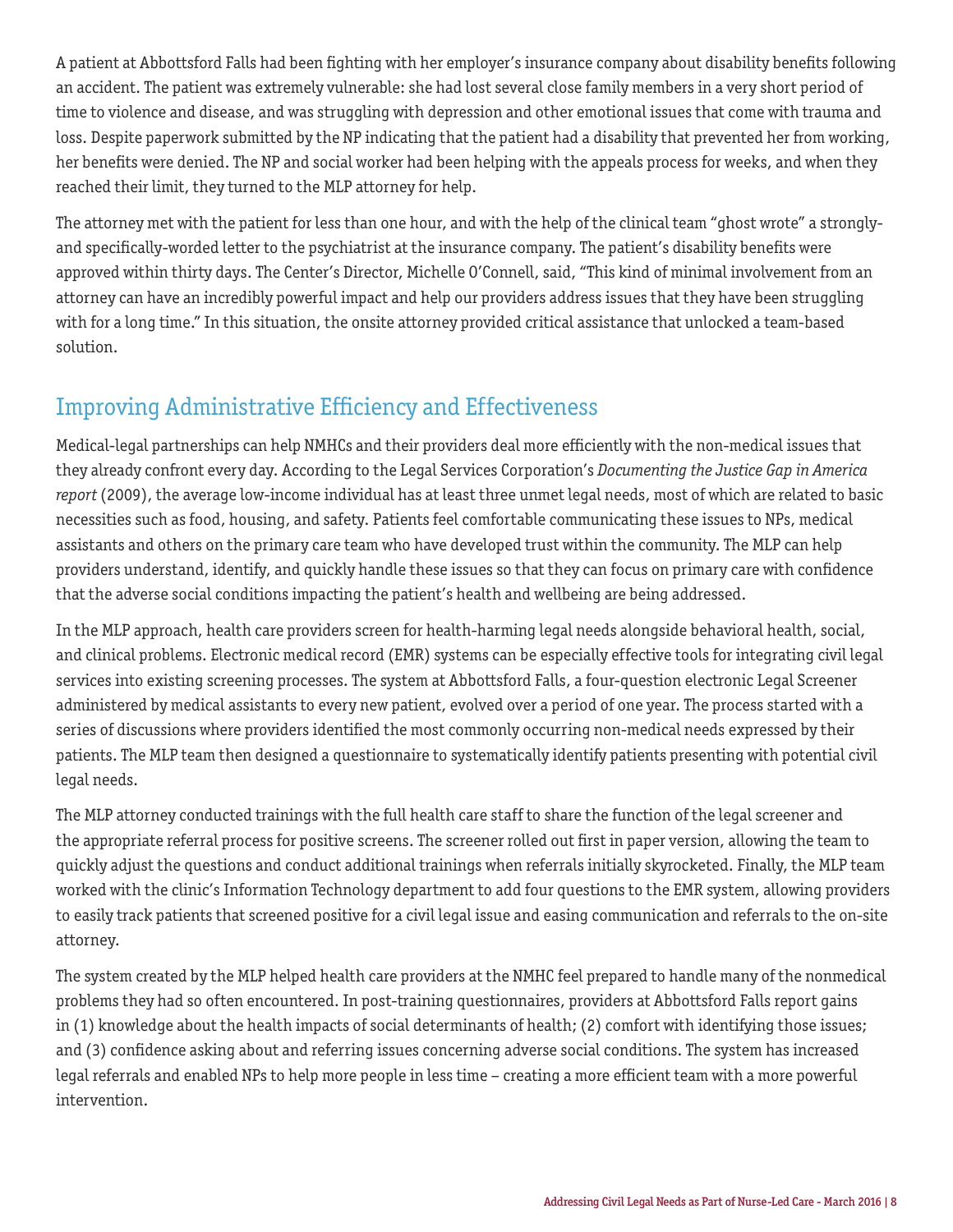A patient at Abbottsford Falls had been fighting with her employer's insurance company about disability benefits following an accident. The patient was extremely vulnerable: she had lost several close family members in a very short period of time to violence and disease, and was struggling with depression and other emotional issues that come with trauma and loss. Despite paperwork submitted by the NP indicating that the patient had a disability that prevented her from working, her benefits were denied. The NP and social worker had been helping with the appeals process for weeks, and when they reached their limit, they turned to the MLP attorney for help.

The attorney met with the patient for less than one hour, and with the help of the clinical team "ghost wrote" a strongly- and specifically-worded letter to the psychiatrist at the insurance company. The patient's disability benefits were approved within thirty days. The Center's Director, Michelle O'Connell, said, "This kind of minimal involvement from an attorney can have an incredibly powerful impact and help our providers address issues that they have been struggling with for a long time." In this situation, the onsite attorney provided critical assistance that unlocked a team-based solution.

## Improving Administrative Efficiency and Effectiveness

Medical-legal partnerships can help NMHCs and their providers deal more efficiently with the non-medical issues that they already confront every day. According to the Legal Services Corporation's *Documenting the Justice Gap in America report* (2009), the average low-income individual has at least three unmet legal needs, most of which are related to basic necessities such as food, housing, and safety. Patients feel comfortable communicating these issues to NPs, medical assistants and others on the primary care team who have developed trust within the community. The MLP can help providers understand, identify, and quickly handle these issues so that they can focus on primary care with confidence that the adverse social conditions impacting the patient's health and wellbeing are being addressed.

In the MLP approach, health care providers screen for health-harming legal needs alongside behavioral health, social, and clinical problems. Electronic medical record (EMR) systems can be especially effective tools for integrating civil legal services into existing screening processes. The system at Abbottsford Falls, a four-question electronic Legal Screener administered by medical assistants to every new patient, evolved over a period of one year. The process started with a series of discussions where providers identified the most commonly occurring non-medical needs expressed by their patients. The MLP team then designed a questionnaire to systematically identify patients presenting with potential civil legal needs.

The MLP attorney conducted trainings with the full health care staff to share the function of the legal screener and the appropriate referral process for positive screens. The screener rolled out first in paper version, allowing the team to quickly adjust the questions and conduct additional trainings when referrals initially skyrocketed. Finally, the MLP team worked with the clinic's Information Technology department to add four questions to the EMR system, allowing providers to easily track patients that screened positive for a civil legal issue and easing communication and referrals to the on-site attorney.

The system created by the MLP helped health care providers at the NMHC feel prepared to handle many of the nonmedical problems they had so often encountered. In post-training questionnaires, providers at Abbottsford Falls report gains in (1) knowledge about the health impacts of social determinants of health; (2) comfort with identifying those issues; and (3) confidence asking about and referring issues concerning adverse social conditions. The system has increased legal referrals and enabled NPs to help more people in less time – creating a more efficient team with a more powerful intervention.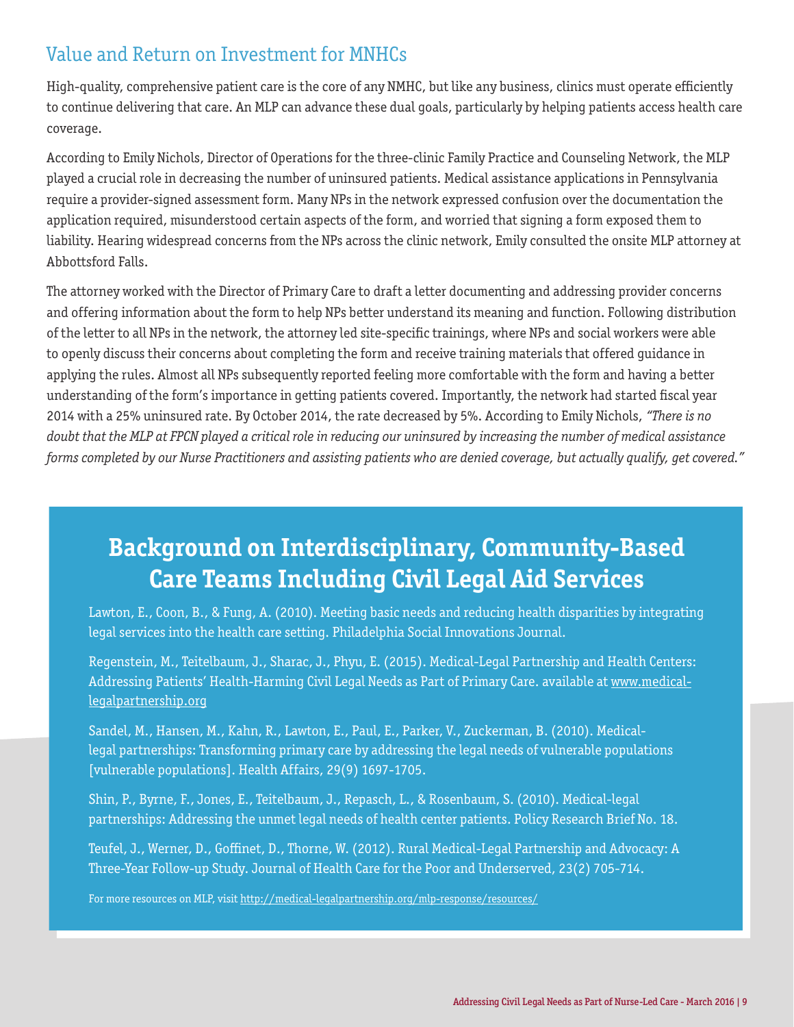## Value and Return on Investment for MNHCs

High-quality, comprehensive patient care is the core of any NMHC, but like any business, clinics must operate efficiently to continue delivering that care. An MLP can advance these dual goals, particularly by helping patients access health care coverage.

According to Emily Nichols, Director of Operations for the three-clinic Family Practice and Counseling Network, the MLP played a crucial role in decreasing the number of uninsured patients. Medical assistance applications in Pennsylvania require a provider-signed assessment form. Many NPs in the network expressed confusion over the documentation the application required, misunderstood certain aspects of the form, and worried that signing a form exposed them to liability. Hearing widespread concerns from the NPs across the clinic network, Emily consulted the onsite MLP attorney at Abbottsford Falls.

The attorney worked with the Director of Primary Care to draft a letter documenting and addressing provider concerns and offering information about the form to help NPs better understand its meaning and function. Following distribution of the letter to all NPs in the network, the attorney led site-specific trainings, where NPs and social workers were able to openly discuss their concerns about completing the form and receive training materials that offered guidance in applying the rules. Almost all NPs subsequently reported feeling more comfortable with the form and having a better understanding of the form's importance in getting patients covered. Importantly, the network had started fiscal year 2014 with a 25% uninsured rate. By October 2014, the rate decreased by 5%. According to Emily Nichols, *"There is no doubt that the MLP at FPCN played a critical role in reducing our uninsured by increasing the number of medical assistance forms completed by our Nurse Practitioners and assisting patients who are denied coverage, but actually qualify, get covered."*

## Background on Interdisciplinary, Community-Based Care Teams Including Civil Legal Aid Services

Lawton, E., Coon, B., & Fung, A. (2010). Meeting basic needs and reducing health disparities by integrating legal services into the health care setting. Philadelphia Social Innovations Journal.

Regenstein, M., Teitelbaum, J., Sharac, J., Phyu, E. (2015). Medical-Legal Partnership and Health Centers: Addressing Patients' Health-Harming Civil Legal Needs as Part of Primary Care. available at www.medical-legalpartnership.org

Sandel, M., Hansen, M., Kahn, R., Lawton, E., Paul, E., Parker, V., Zuckerman, B. (2010). Medical-legal partnerships: Transforming primary care by addressing the legal needs of vulnerable populations [vulnerable populations]. Health Affairs, 29(9) 1697-1705.

Shin, P., Byrne, F., Jones, E., Teitelbaum, J., Repasch, L., & Rosenbaum, S. (2010). Medical-legal partnerships: Addressing the unmet legal needs of health center patients. Policy Research Brief No. 18.

Teufel, J., Werner, D., Goffinet, D., Thorne, W. (2012). Rural Medical-Legal Partnership and Advocacy: A Three-Year Follow-up Study. Journal of Health Care for the Poor and Underserved, 23(2) 705-714.

For more resources on MLP, visit http://medical-legalpartnership.org/mlp-response/resources/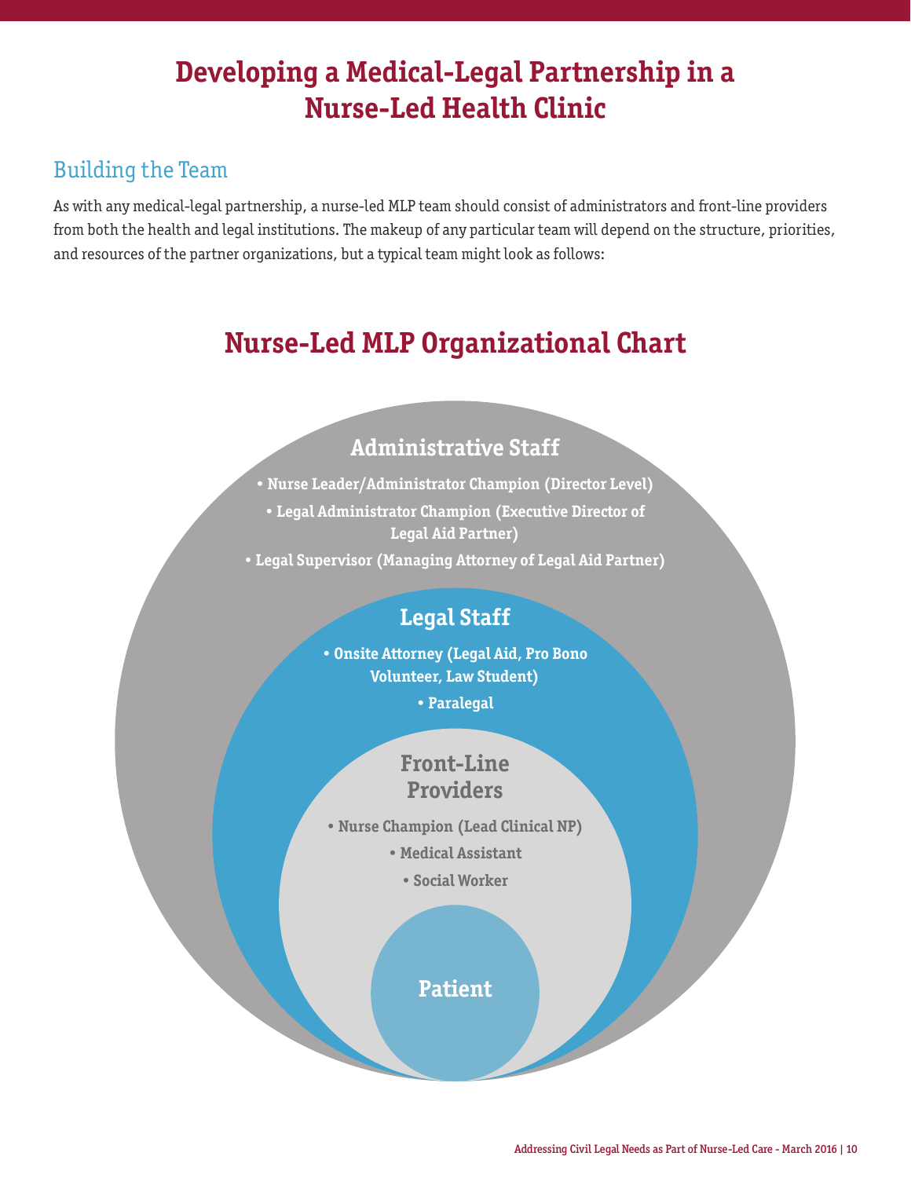# Developing a Medical-Legal Partnership in a Nurse-Led Health Clinic

## Building the Team

As with any medical-legal partnership, a nurse-led MLP team should consist of administrators and front-line providers from both the health and legal institutions. The makeup of any particular team will depend on the structure, priorities, and resources of the partner organizations, but a typical team might look as follows:

## Nurse-Led MLP Organizational Chart

### Administrative Staff

- Nurse Leader/Administrator Champion (Director Level)
- Legal Administrator Champion (Executive Director of Legal Aid Partner)
- Legal Supervisor (Managing Attorney of Legal Aid Partner)

### Legal Staff

- Onsite Attorney (Legal Aid, Pro Bono Volunteer, Law Student)
- Paralegal

### Front-Line Providers

- Nurse Champion (Lead Clinical NP)
- Medical Assistant
- Social Worker

### Patient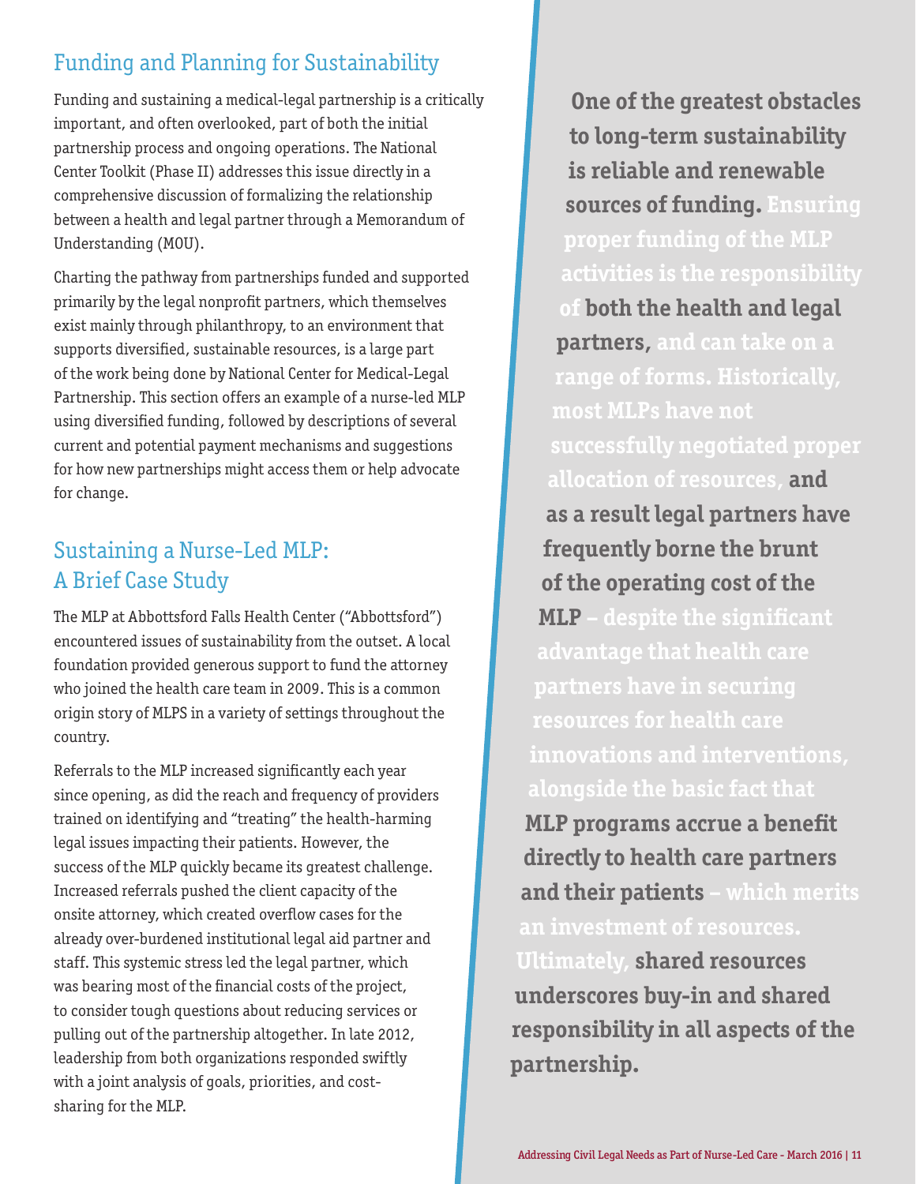## Funding and Planning for Sustainability

Funding and sustaining a medical-legal partnership is a critically important, and often overlooked, part of both the initial partnership process and ongoing operations. The National Center Toolkit (Phase II) addresses this issue directly in a comprehensive discussion of formalizing the relationship between a health and legal partner through a Memorandum of Understanding (MOU).

Charting the pathway from partnerships funded and supported primarily by the legal nonprofit partners, which themselves exist mainly through philanthropy, to an environment that supports diversified, sustainable resources, is a large part of the work being done by National Center for Medical-Legal Partnership. This section offers an example of a nurse-led MLP using diversified funding, followed by descriptions of several current and potential payment mechanisms and suggestions for how new partnerships might access them or help advocate for change.

## Sustaining a Nurse-Led MLP: A Brief Case Study

The MLP at Abbottsford Falls Health Center ("Abbottsford") encountered issues of sustainability from the outset. A local foundation provided generous support to fund the attorney who joined the health care team in 2009. This is a common origin story of MLPS in a variety of settings throughout the country.

Referrals to the MLP increased significantly each year since opening, as did the reach and frequency of providers trained on identifying and "treating" the health-harming legal issues impacting their patients. However, the success of the MLP quickly became its greatest challenge. Increased referrals pushed the client capacity of the onsite attorney, which created overflow cases for the already over-burdened institutional legal aid partner and staff. This systemic stress led the legal partner, which was bearing most of the financial costs of the project, to consider tough questions about reducing services or pulling out of the partnership altogether. In late 2012, leadership from both organizations responded swiftly with a joint analysis of goals, priorities, and cost-sharing for the MLP.

**One of the greatest obstacles to long-term sustainability is reliable and renewable sources of funding. Ensuring proper funding of the MLP activities is the responsibility of both the health and legal partners, and can take on a range of forms. Historically, most MLPs have not successfully negotiated proper allocation of resources, and as a result legal partners have frequently borne the brunt of the operating cost of the MLP – despite the significant advantage that health care partners have in securing resources for health care innovations and interventions, alongside the basic fact that MLP programs accrue a benefit directly to health care partners and their patients – which merits an investment of resources. Ultimately, shared resources underscores buy-in and shared responsibility in all aspects of the partnership.**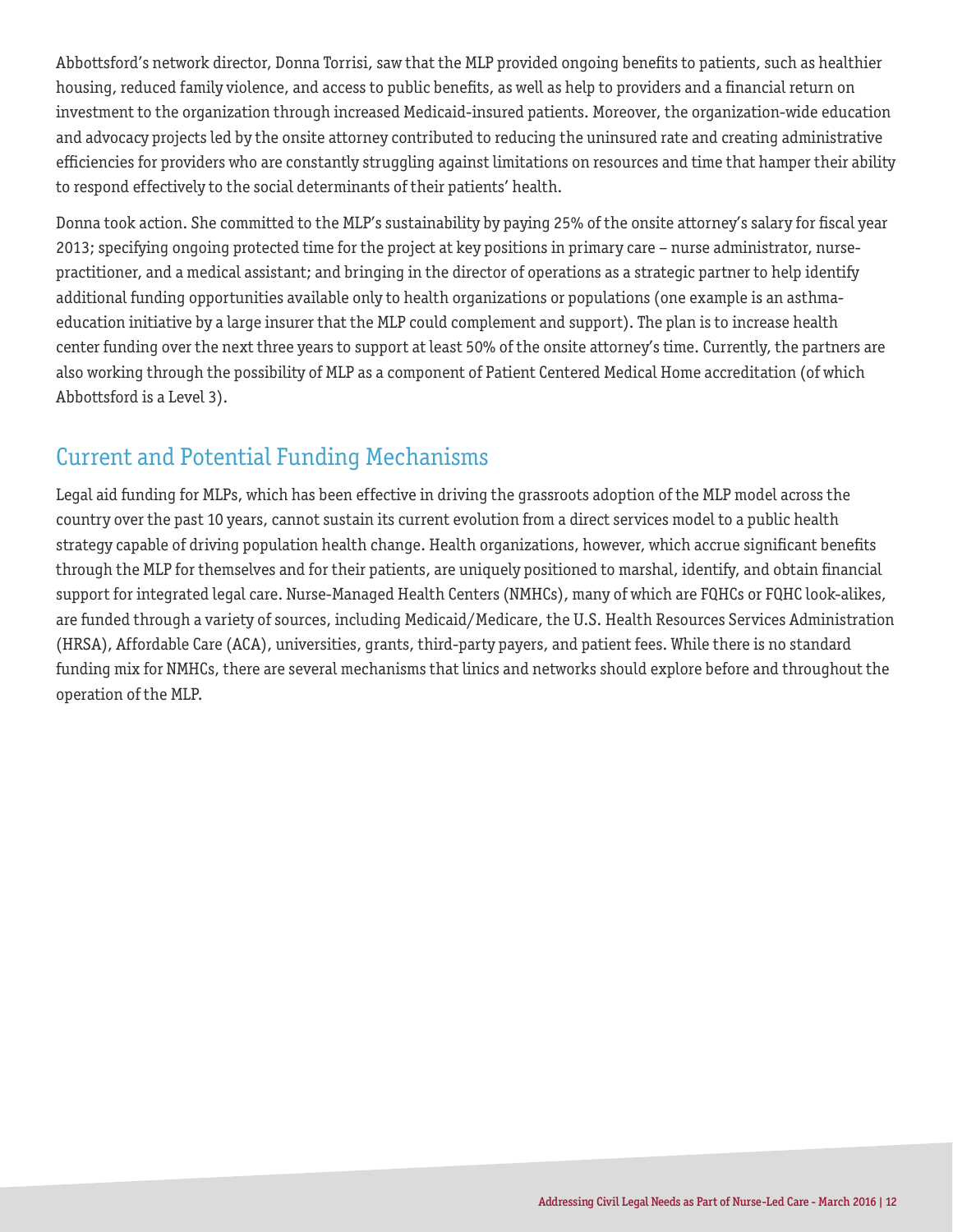Abbottsford's network director, Donna Torrisi, saw that the MLP provided ongoing benefits to patients, such as healthier housing, reduced family violence, and access to public benefits, as well as help to providers and a financial return on investment to the organization through increased Medicaid-insured patients. Moreover, the organization-wide education and advocacy projects led by the onsite attorney contributed to reducing the uninsured rate and creating administrative efficiencies for providers who are constantly struggling against limitations on resources and time that hamper their ability to respond effectively to the social determinants of their patients' health.

Donna took action. She committed to the MLP's sustainability by paying 25% of the onsite attorney's salary for fiscal year 2013; specifying ongoing protected time for the project at key positions in primary care – nurse administrator, nurse-practitioner, and a medical assistant; and bringing in the director of operations as a strategic partner to help identify additional funding opportunities available only to health organizations or populations (one example is an asthma-education initiative by a large insurer that the MLP could complement and support). The plan is to increase health center funding over the next three years to support at least 50% of the onsite attorney's time. Currently, the partners are also working through the possibility of MLP as a component of Patient Centered Medical Home accreditation (of which Abbottsford is a Level 3).

## Current and Potential Funding Mechanisms

Legal aid funding for MLPs, which has been effective in driving the grassroots adoption of the MLP model across the country over the past 10 years, cannot sustain its current evolution from a direct services model to a public health strategy capable of driving population health change. Health organizations, however, which accrue significant benefits through the MLP for themselves and for their patients, are uniquely positioned to marshal, identify, and obtain financial support for integrated legal care. Nurse-Managed Health Centers (NMHCs), many of which are FQHCs or FQHC look-alikes, are funded through a variety of sources, including Medicaid/Medicare, the U.S. Health Resources Services Administration (HRSA), Affordable Care (ACA), universities, grants, third-party payers, and patient fees. While there is no standard funding mix for NMHCs, there are several mechanisms that linics and networks should explore before and throughout the operation of the MLP.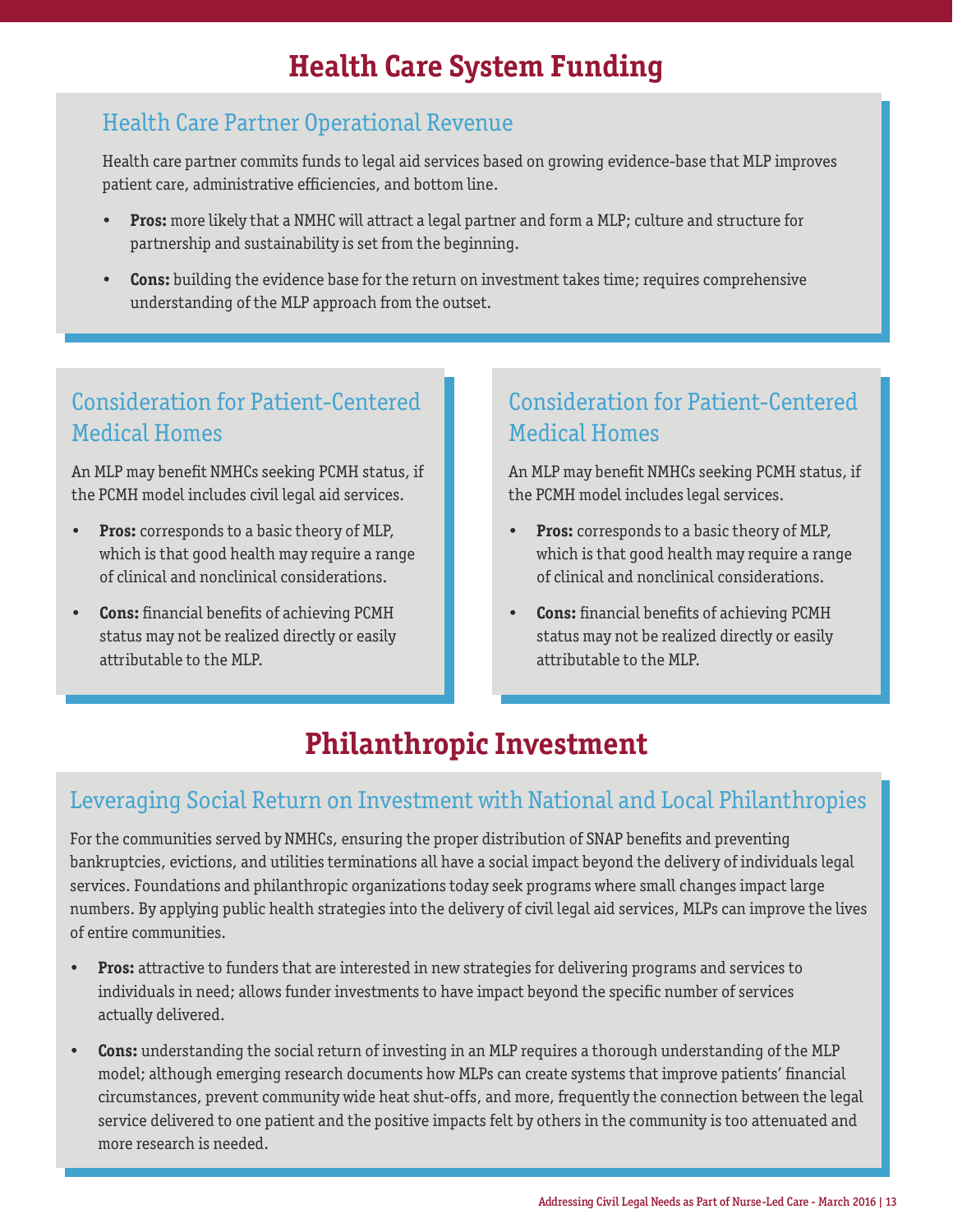# Health Care System Funding

## Health Care Partner Operational Revenue

Health care partner commits funds to legal aid services based on growing evidence-base that MLP improves patient care, administrative efficiencies, and bottom line.

- **Pros:** more likely that a NMHC will attract a legal partner and form a MLP; culture and structure for partnership and sustainability is set from the beginning.
- **Cons:** building the evidence base for the return on investment takes time; requires comprehensive understanding of the MLP approach from the outset.

## Consideration for Patient-Centered Medical Homes

An MLP may benefit NMHCs seeking PCMH status, if the PCMH model includes civil legal aid services.

- **Pros:** corresponds to a basic theory of MLP, which is that good health may require a range of clinical and nonclinical considerations.
- **Cons:** financial benefits of achieving PCMH status may not be realized directly or easily attributable to the MLP.

## Consideration for Patient-Centered Medical Homes

An MLP may benefit NMHCs seeking PCMH status, if the PCMH model includes legal services.

- **Pros:** corresponds to a basic theory of MLP, which is that good health may require a range of clinical and nonclinical considerations.
- **Cons:** financial benefits of achieving PCMH status may not be realized directly or easily attributable to the MLP.

# Philanthropic Investment

## Leveraging Social Return on Investment with National and Local Philanthropies

For the communities served by NMHCs, ensuring the proper distribution of SNAP benefits and preventing bankruptcies, evictions, and utilities terminations all have a social impact beyond the delivery of individuals legal services. Foundations and philanthropic organizations today seek programs where small changes impact large numbers. By applying public health strategies into the delivery of civil legal aid services, MLPs can improve the lives of entire communities.

- **Pros:** attractive to funders that are interested in new strategies for delivering programs and services to individuals in need; allows funder investments to have impact beyond the specific number of services actually delivered.
- **Cons:** understanding the social return of investing in an MLP requires a thorough understanding of the MLP model; although emerging research documents how MLPs can create systems that improve patients' financial circumstances, prevent community wide heat shut-offs, and more, frequently the connection between the legal service delivered to one patient and the positive impacts felt by others in the community is too attenuated and more research is needed.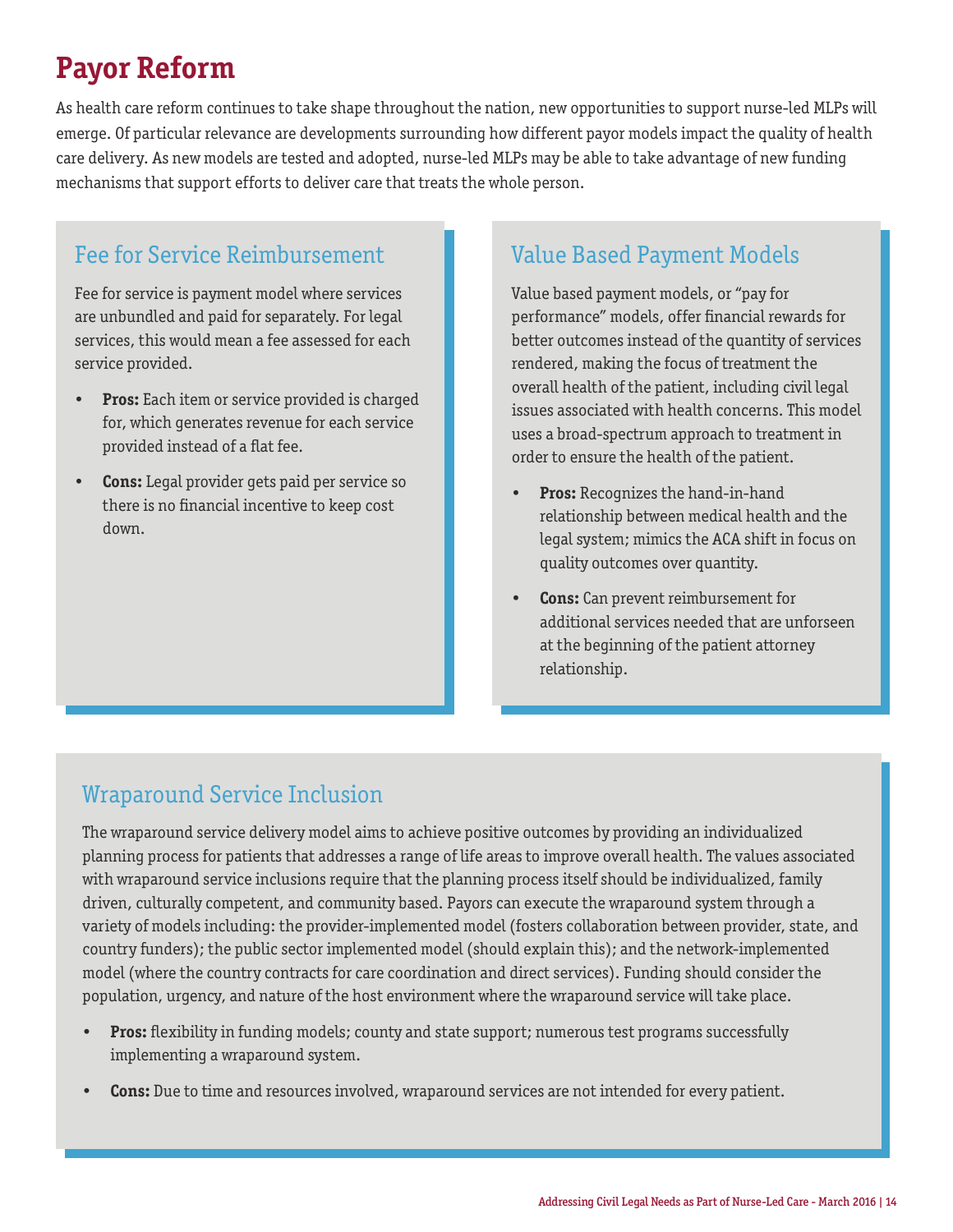# Payor Reform

As health care reform continues to take shape throughout the nation, new opportunities to support nurse-led MLPs will emerge. Of particular relevance are developments surrounding how different payor models impact the quality of health care delivery. As new models are tested and adopted, nurse-led MLPs may be able to take advantage of new funding mechanisms that support efforts to deliver care that treats the whole person.

## Fee for Service Reimbursement

Fee for service is payment model where services are unbundled and paid for separately. For legal services, this would mean a fee assessed for each service provided.

- **Pros:** Each item or service provided is charged for, which generates revenue for each service provided instead of a flat fee.
- **Cons:** Legal provider gets paid per service so there is no financial incentive to keep cost down.

## Value Based Payment Models

Value based payment models, or "pay for performance" models, offer financial rewards for better outcomes instead of the quantity of services rendered, making the focus of treatment the overall health of the patient, including civil legal issues associated with health concerns. This model uses a broad-spectrum approach to treatment in order to ensure the health of the patient.

- **Pros:** Recognizes the hand-in-hand relationship between medical health and the legal system; mimics the ACA shift in focus on quality outcomes over quantity.
- **Cons:** Can prevent reimbursement for additional services needed that are unforseen at the beginning of the patient attorney relationship.

## Wraparound Service Inclusion

The wraparound service delivery model aims to achieve positive outcomes by providing an individualized planning process for patients that addresses a range of life areas to improve overall health. The values associated with wraparound service inclusions require that the planning process itself should be individualized, family driven, culturally competent, and community based. Payors can execute the wraparound system through a variety of models including: the provider-implemented model (fosters collaboration between provider, state, and country funders); the public sector implemented model (should explain this); and the network-implemented model (where the country contracts for care coordination and direct services). Funding should consider the population, urgency, and nature of the host environment where the wraparound service will take place.

- **Pros:** flexibility in funding models; county and state support; numerous test programs successfully implementing a wraparound system.
- **Cons:** Due to time and resources involved, wraparound services are not intended for every patient.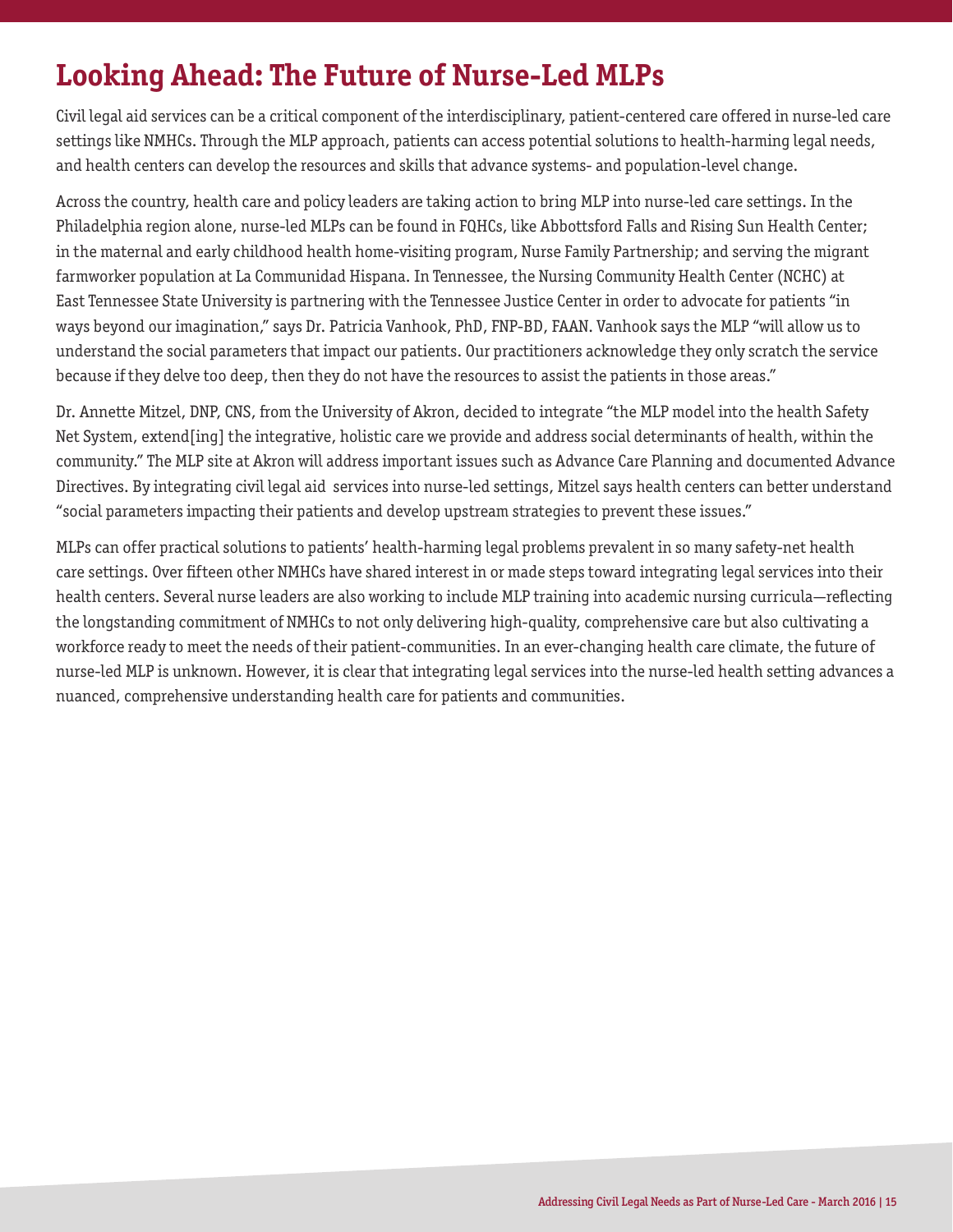# Looking Ahead: The Future of Nurse-Led MLPs

Civil legal aid services can be a critical component of the interdisciplinary, patient-centered care offered in nurse-led care settings like NMHCs. Through the MLP approach, patients can access potential solutions to health-harming legal needs, and health centers can develop the resources and skills that advance systems- and population-level change.

Across the country, health care and policy leaders are taking action to bring MLP into nurse-led care settings. In the Philadelphia region alone, nurse-led MLPs can be found in FQHCs, like Abbottsford Falls and Rising Sun Health Center; in the maternal and early childhood health home-visiting program, Nurse Family Partnership; and serving the migrant farmworker population at La Communidad Hispana. In Tennessee, the Nursing Community Health Center (NCHC) at East Tennessee State University is partnering with the Tennessee Justice Center in order to advocate for patients "in ways beyond our imagination," says Dr. Patricia Vanhook, PhD, FNP-BD, FAAN. Vanhook says the MLP "will allow us to understand the social parameters that impact our patients. Our practitioners acknowledge they only scratch the service because if they delve too deep, then they do not have the resources to assist the patients in those areas."

Dr. Annette Mitzel, DNP, CNS, from the University of Akron, decided to integrate "the MLP model into the health Safety Net System, extend[ing] the integrative, holistic care we provide and address social determinants of health, within the community." The MLP site at Akron will address important issues such as Advance Care Planning and documented Advance Directives. By integrating civil legal aid services into nurse-led settings, Mitzel says health centers can better understand "social parameters impacting their patients and develop upstream strategies to prevent these issues."

MLPs can offer practical solutions to patients' health-harming legal problems prevalent in so many safety-net health care settings. Over fifteen other NMHCs have shared interest in or made steps toward integrating legal services into their health centers. Several nurse leaders are also working to include MLP training into academic nursing curricula—reflecting the longstanding commitment of NMHCs to not only delivering high-quality, comprehensive care but also cultivating a workforce ready to meet the needs of their patient-communities. In an ever-changing health care climate, the future of nurse-led MLP is unknown. However, it is clear that integrating legal services into the nurse-led health setting advances a nuanced, comprehensive understanding health care for patients and communities.